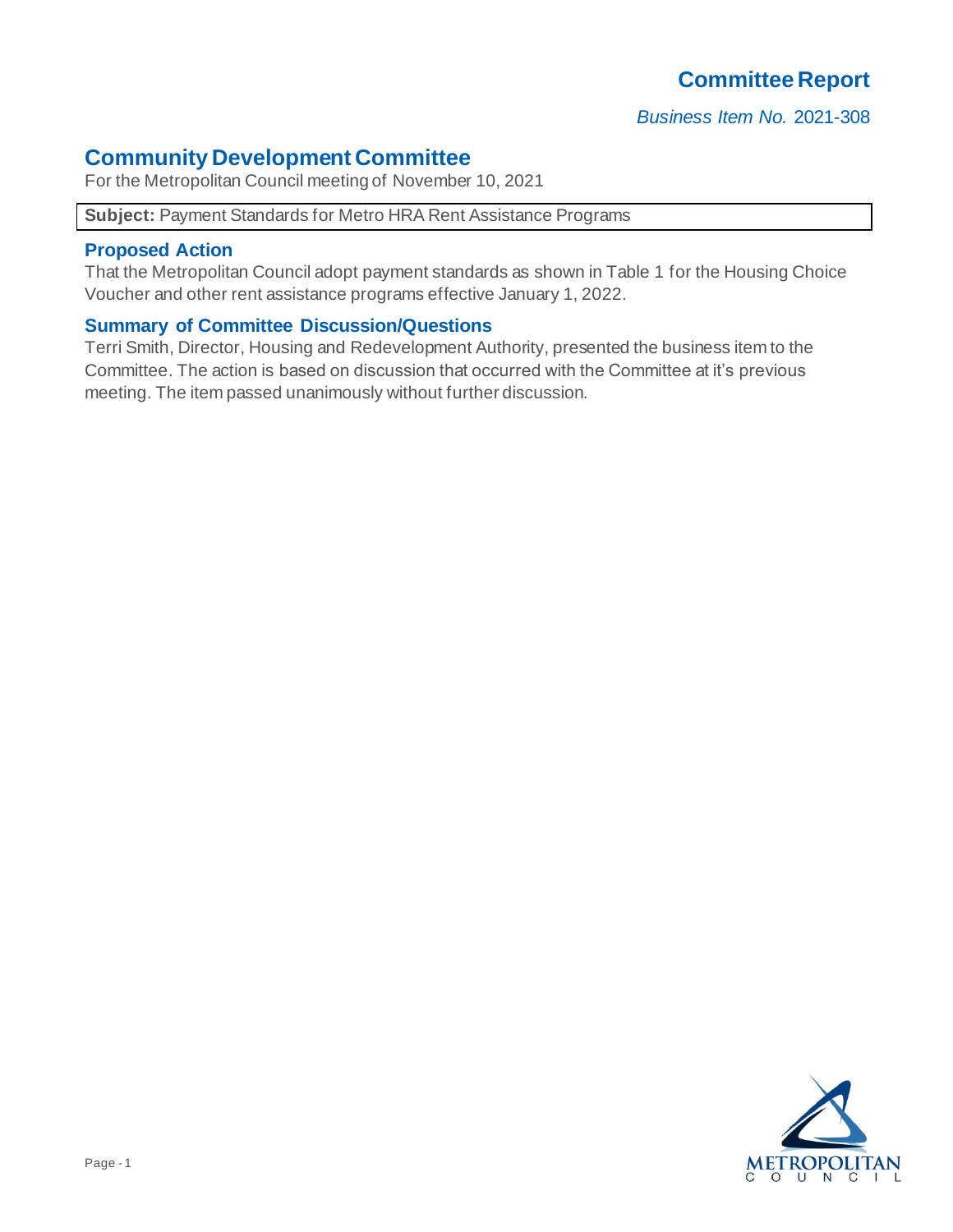# Committee Report

*Business Item No.* 2021-308

## Community Development Committee

For the Metropolitan Council meeting of November 10, 2021

**Subject:** Payment Standards for Metro HRA Rent Assistance Programs

### Proposed Action

That the Metropolitan Council adopt payment standards as shown in Table 1 for the Housing Choice Voucher and other rent assistance programs effective January 1, 2022.

### Summary of Committee Discussion/Questions

Terri Smith, Director, Housing and Redevelopment Authority, presented the business item to the Committee. The action is based on discussion that occurred with the Committee at it's previous meeting. The item passed unanimously without further discussion.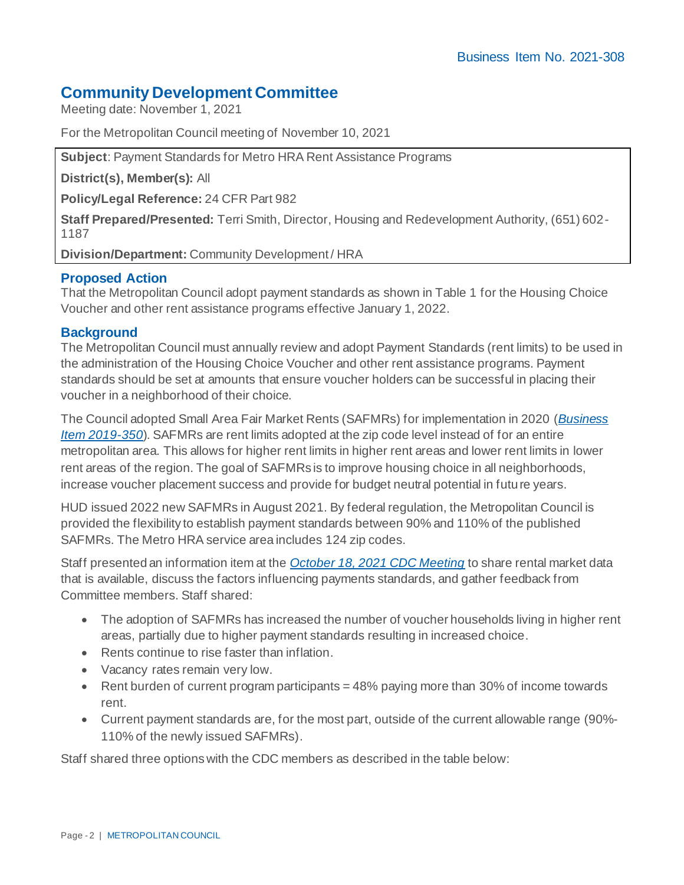Business Item No. 2021-308

## Community Development Committee

Meeting date: November 1, 2021

For the Metropolitan Council meeting of November 10, 2021

**Subject**: Payment Standards for Metro HRA Rent Assistance Programs

**District(s), Member(s):** All

**Policy/Legal Reference:** 24 CFR Part 982

**Staff Prepared/Presented:** Terri Smith, Director, Housing and Redevelopment Authority, (651) 602-1187

**Division/Department:** Community Development / HRA

### Proposed Action

That the Metropolitan Council adopt payment standards as shown in Table 1 for the Housing Choice Voucher and other rent assistance programs effective January 1, 2022.

### Background

The Metropolitan Council must annually review and adopt Payment Standards (rent limits) to be used in the administration of the Housing Choice Voucher and other rent assistance programs. Payment standards should be set at amounts that ensure voucher holders can be successful in placing their voucher in a neighborhood of their choice.

The Council adopted Small Area Fair Market Rents (SAFMRs) for implementation in 2020 (*Business Item 2019-350*). SAFMRs are rent limits adopted at the zip code level instead of for an entire metropolitan area. This allows for higher rent limits in higher rent areas and lower rent limits in lower rent areas of the region. The goal of SAFMRs is to improve housing choice in all neighborhoods, increase voucher placement success and provide for budget neutral potential in future years.

HUD issued 2022 new SAFMRs in August 2021. By federal regulation, the Metropolitan Council is provided the flexibility to establish payment standards between 90% and 110% of the published SAFMRs. The Metro HRA service area includes 124 zip codes.

Staff presented an information item at the *October 18, 2021 CDC Meeting* to share rental market data that is available, discuss the factors influencing payments standards, and gather feedback from Committee members. Staff shared:

- The adoption of SAFMRs has increased the number of voucher households living in higher rent areas, partially due to higher payment standards resulting in increased choice.
- Rents continue to rise faster than inflation.
- Vacancy rates remain very low.
- Rent burden of current program participants = 48% paying more than 30% of income towards rent.
- Current payment standards are, for the most part, outside of the current allowable range (90%-110% of the newly issued SAFMRs).

Staff shared three options with the CDC members as described in the table below: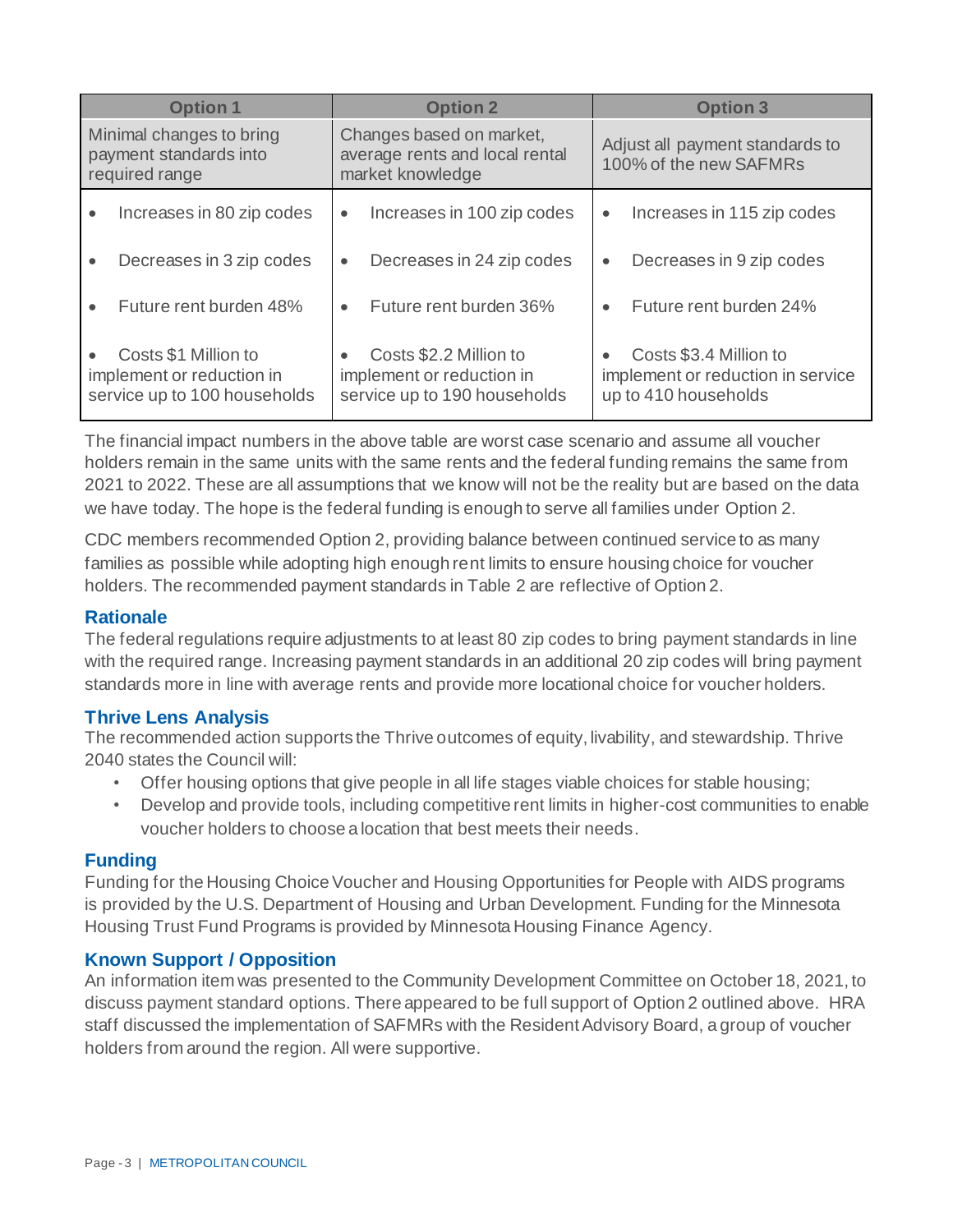| Option 1 | Option 2 | Option 3 |
|---|---|---|
| Minimal changes to bring payment standards into required range | Changes based on market, average rents and local rental market knowledge | Adjust all payment standards to 100% of the new SAFMRs |
| • Increases in 80 zip codes | • Increases in 100 zip codes | • Increases in 115 zip codes |
| • Decreases in 3 zip codes | • Decreases in 24 zip codes | • Decreases in 9 zip codes |
| • Future rent burden 48% | • Future rent burden 36% | • Future rent burden 24% |
| • Costs $1 Million to implement or reduction in service up to 100 households | • Costs $2.2 Million to implement or reduction in service up to 190 households | • Costs $3.4 Million to implement or reduction in service up to 410 households |

The financial impact numbers in the above table are worst case scenario and assume all voucher holders remain in the same units with the same rents and the federal funding remains the same from 2021 to 2022. These are all assumptions that we know will not be the reality but are based on the data we have today. The hope is the federal funding is enough to serve all families under Option 2.

CDC members recommended Option 2, providing balance between continued service to as many families as possible while adopting high enough rent limits to ensure housing choice for voucher holders. The recommended payment standards in Table 2 are reflective of Option 2.

## Rationale

The federal regulations require adjustments to at least 80 zip codes to bring payment standards in line with the required range. Increasing payment standards in an additional 20 zip codes will bring payment standards more in line with average rents and provide more locational choice for voucher holders.

## Thrive Lens Analysis

The recommended action supports the Thrive outcomes of equity, livability, and stewardship. Thrive 2040 states the Council will:

- Offer housing options that give people in all life stages viable choices for stable housing;
- Develop and provide tools, including competitive rent limits in higher-cost communities to enable voucher holders to choose a location that best meets their needs.

## Funding

Funding for the Housing Choice Voucher and Housing Opportunities for People with AIDS programs is provided by the U.S. Department of Housing and Urban Development. Funding for the Minnesota Housing Trust Fund Programs is provided by Minnesota Housing Finance Agency.

## Known Support / Opposition

An information item was presented to the Community Development Committee on October 18, 2021, to discuss payment standard options. There appeared to be full support of Option 2 outlined above. HRA staff discussed the implementation of SAFMRs with the Resident Advisory Board, a group of voucher holders from around the region. All were supportive.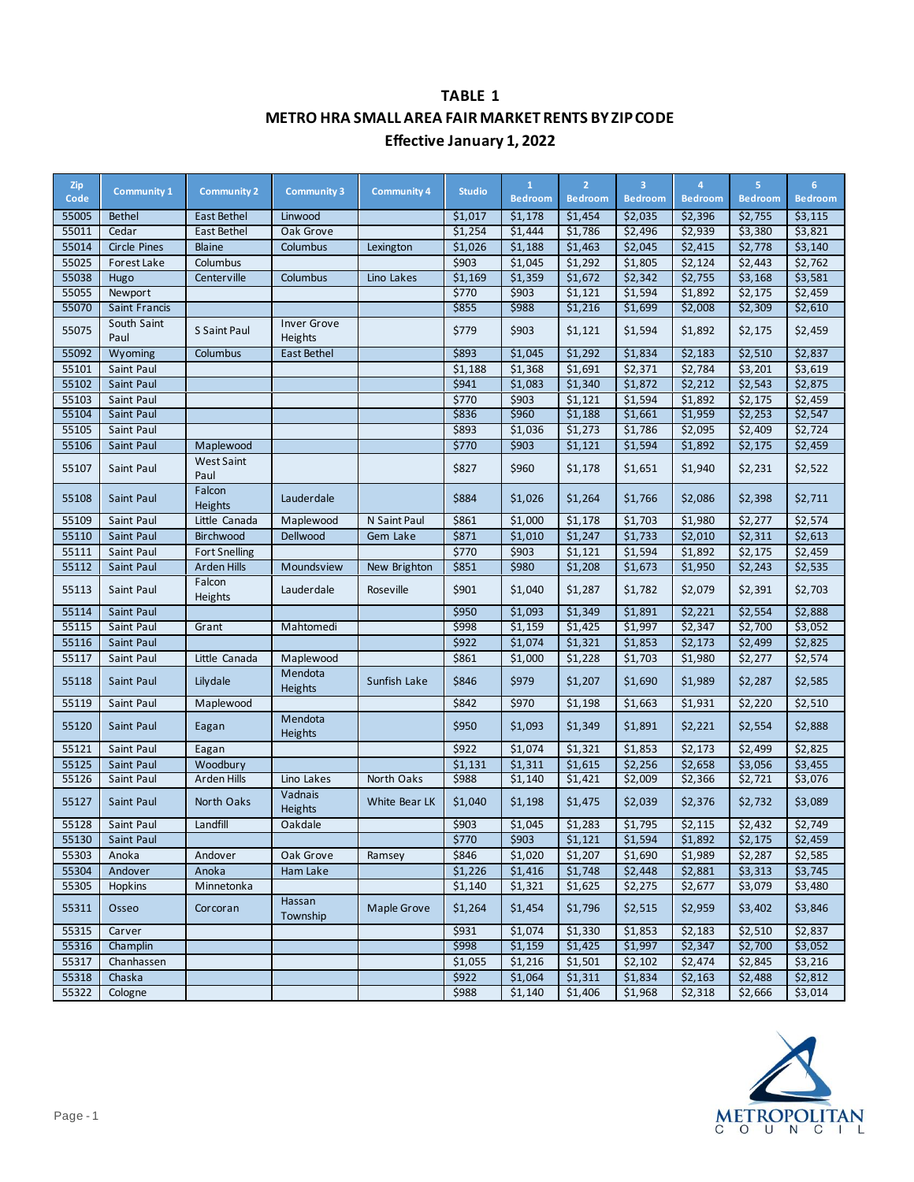# TABLE 1

## METRO HRA SMALL AREA FAIR MARKET RENTS BY ZIP CODE

### Effective January 1, 2022

| Zip Code | Community 1 | Community 2 | Community 3 | Community 4 | Studio | 1 Bedroom | 2 Bedroom | 3 Bedroom | 4 Bedroom | 5 Bedroom | 6 Bedroom |
|---|---|---|---|---|---|---|---|---|---|---|---|
| 55005 | Bethel | East Bethel | Linwood | | $1,017 | $1,178 | $1,454 | $2,035 | $2,396 | $2,755 | $3,115 |
| 55011 | Cedar | East Bethel | Oak Grove | | $1,254 | $1,444 | $1,786 | $2,496 | $2,939 | $3,380 | $3,821 |
| 55014 | Circle Pines | Blaine | Columbus | Lexington | $1,026 | $1,188 | $1,463 | $2,045 | $2,415 | $2,778 | $3,140 |
| 55025 | Forest Lake | Columbus | | | $903 | $1,045 | $1,292 | $1,805 | $2,124 | $2,443 | $2,762 |
| 55038 | Hugo | Centerville | Columbus | Lino Lakes | $1,169 | $1,359 | $1,672 | $2,342 | $2,755 | $3,168 | $3,581 |
| 55055 | Newport | | | | $770 | $903 | $1,121 | $1,594 | $1,892 | $2,175 | $2,459 |
| 55070 | Saint Francis | | | | $855 | $988 | $1,216 | $1,699 | $2,008 | $2,309 | $2,610 |
| 55075 | South Saint Paul | S Saint Paul | Inver Grove Heights | | $779 | $903 | $1,121 | $1,594 | $1,892 | $2,175 | $2,459 |
| 55092 | Wyoming | Columbus | East Bethel | | $893 | $1,045 | $1,292 | $1,834 | $2,183 | $2,510 | $2,837 |
| 55101 | Saint Paul | | | | $1,188 | $1,368 | $1,691 | $2,371 | $2,784 | $3,201 | $3,619 |
| 55102 | Saint Paul | | | | $941 | $1,083 | $1,340 | $1,872 | $2,212 | $2,543 | $2,875 |
| 55103 | Saint Paul | | | | $770 | $903 | $1,121 | $1,594 | $1,892 | $2,175 | $2,459 |
| 55104 | Saint Paul | | | | $836 | $960 | $1,188 | $1,661 | $1,959 | $2,253 | $2,547 |
| 55105 | Saint Paul | | | | $893 | $1,036 | $1,273 | $1,786 | $2,095 | $2,409 | $2,724 |
| 55106 | Saint Paul | Maplewood | | | $770 | $903 | $1,121 | $1,594 | $1,892 | $2,175 | $2,459 |
| 55107 | Saint Paul | West Saint Paul | | | $827 | $960 | $1,178 | $1,651 | $1,940 | $2,231 | $2,522 |
| 55108 | Saint Paul | Falcon Heights | Lauderdale | | $884 | $1,026 | $1,264 | $1,766 | $2,086 | $2,398 | $2,711 |
| 55109 | Saint Paul | Little Canada | Maplewood | N Saint Paul | $861 | $1,000 | $1,178 | $1,703 | $1,980 | $2,277 | $2,574 |
| 55110 | Saint Paul | Birchwood | Dellwood | Gem Lake | $871 | $1,010 | $1,247 | $1,733 | $2,010 | $2,311 | $2,613 |
| 55111 | Saint Paul | Fort Snelling | | | $770 | $903 | $1,121 | $1,594 | $1,892 | $2,175 | $2,459 |
| 55112 | Saint Paul | Arden Hills | Moundsview | New Brighton | $851 | $980 | $1,208 | $1,673 | $1,950 | $2,243 | $2,535 |
| 55113 | Saint Paul | Falcon Heights | Lauderdale | Roseville | $901 | $1,040 | $1,287 | $1,782 | $2,079 | $2,391 | $2,703 |
| 55114 | Saint Paul | | | | $950 | $1,093 | $1,349 | $1,891 | $2,221 | $2,554 | $2,888 |
| 55115 | Saint Paul | Grant | Mahtomedi | | $998 | $1,159 | $1,425 | $1,997 | $2,347 | $2,700 | $3,052 |
| 55116 | Saint Paul | | | | $922 | $1,074 | $1,321 | $1,853 | $2,173 | $2,499 | $2,825 |
| 55117 | Saint Paul | Little Canada | Maplewood | | $861 | $1,000 | $1,228 | $1,703 | $1,980 | $2,277 | $2,574 |
| 55118 | Saint Paul | Lilydale | Mendota Heights | Sunfish Lake | $846 | $979 | $1,207 | $1,690 | $1,989 | $2,287 | $2,585 |
| 55119 | Saint Paul | Maplewood | | | $842 | $970 | $1,198 | $1,663 | $1,931 | $2,220 | $2,510 |
| 55120 | Saint Paul | Eagan | Mendota Heights | | $950 | $1,093 | $1,349 | $1,891 | $2,221 | $2,554 | $2,888 |
| 55121 | Saint Paul | Eagan | | | $922 | $1,074 | $1,321 | $1,853 | $2,173 | $2,499 | $2,825 |
| 55125 | Saint Paul | Woodbury | | | $1,131 | $1,311 | $1,615 | $2,256 | $2,658 | $3,056 | $3,455 |
| 55126 | Saint Paul | Arden Hills | Lino Lakes | North Oaks | $988 | $1,140 | $1,421 | $2,009 | $2,366 | $2,721 | $3,076 |
| 55127 | Saint Paul | North Oaks | Vadnais Heights | White Bear LK | $1,040 | $1,198 | $1,475 | $2,039 | $2,376 | $2,732 | $3,089 |
| 55128 | Saint Paul | Landfill | Oakdale | | $903 | $1,045 | $1,283 | $1,795 | $2,115 | $2,432 | $2,749 |
| 55130 | Saint Paul | | | | $770 | $903 | $1,121 | $1,594 | $1,892 | $2,175 | $2,459 |
| 55303 | Anoka | Andover | Oak Grove | Ramsey | $846 | $1,020 | $1,207 | $1,690 | $1,989 | $2,287 | $2,585 |
| 55304 | Andover | Anoka | Ham Lake | | $1,226 | $1,416 | $1,748 | $2,448 | $2,881 | $3,313 | $3,745 |
| 55305 | Hopkins | Minnetonka | | | $1,140 | $1,321 | $1,625 | $2,275 | $2,677 | $3,079 | $3,480 |
| 55311 | Osseo | Corcoran | Hassan Township | Maple Grove | $1,264 | $1,454 | $1,796 | $2,515 | $2,959 | $3,402 | $3,846 |
| 55315 | Carver | | | | $931 | $1,074 | $1,330 | $1,853 | $2,183 | $2,510 | $2,837 |
| 55316 | Champlin | | | | $998 | $1,159 | $1,425 | $1,997 | $2,347 | $2,700 | $3,052 |
| 55317 | Chanhassen | | | | $1,055 | $1,216 | $1,501 | $2,102 | $2,474 | $2,845 | $3,216 |
| 55318 | Chaska | | | | $922 | $1,064 | $1,311 | $1,834 | $2,163 | $2,488 | $2,812 |
| 55322 | Cologne | | | | $988 | $1,140 | $1,406 | $1,968 | $2,318 | $2,666 | $3,014 |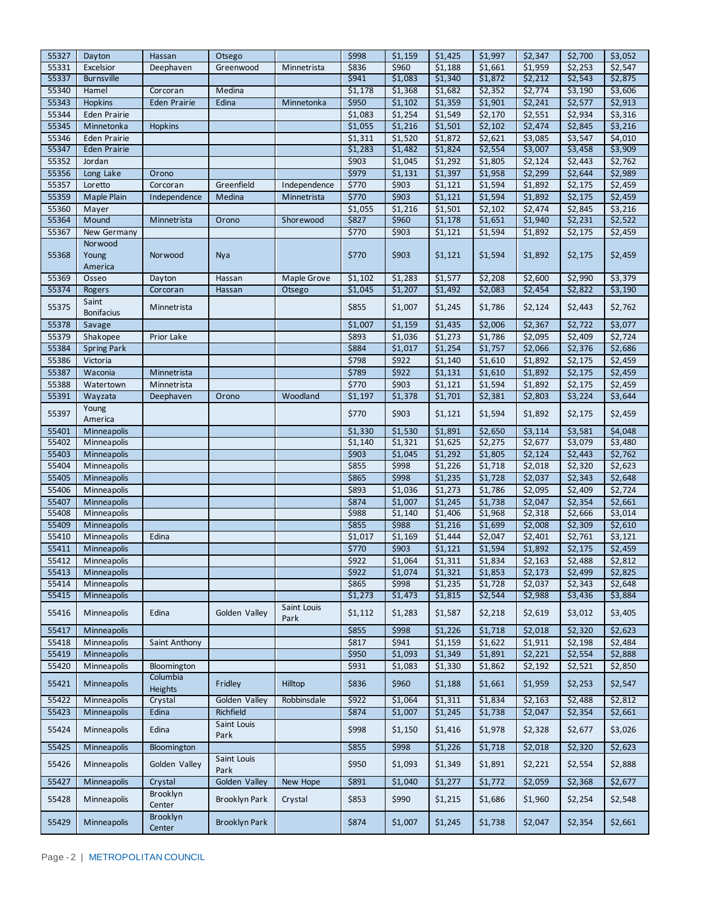| 55327 | Dayton | Hassan | Otsego | | $998 | $1,159 | $1,425 | $1,997 | $2,347 | $2,700 | $3,052 |
|---|---|---|---|---|---|---|---|---|---|---|---|
| 55331 | Excelsior | Deephaven | Greenwood | Minnetrista | $836 | $960 | $1,188 | $1,661 | $1,959 | $2,253 | $2,547 |
| 55337 | Burnsville | | | | $941 | $1,083 | $1,340 | $1,872 | $2,212 | $2,543 | $2,875 |
| 55340 | Hamel | Corcoran | Medina | | $1,178 | $1,368 | $1,682 | $2,352 | $2,774 | $3,190 | $3,606 |
| 55343 | Hopkins | Eden Prairie | Edina | Minnetonka | $950 | $1,102 | $1,359 | $1,901 | $2,241 | $2,577 | $2,913 |
| 55344 | Eden Prairie | | | | $1,083 | $1,254 | $1,549 | $2,170 | $2,551 | $2,934 | $3,316 |
| 55345 | Minnetonka | Hopkins | | | $1,055 | $1,216 | $1,501 | $2,102 | $2,474 | $2,845 | $3,216 |
| 55346 | Eden Prairie | | | | $1,311 | $1,520 | $1,872 | $2,621 | $3,085 | $3,547 | $4,010 |
| 55347 | Eden Prairie | | | | $1,283 | $1,482 | $1,824 | $2,554 | $3,007 | $3,458 | $3,909 |
| 55352 | Jordan | | | | $903 | $1,045 | $1,292 | $1,805 | $2,124 | $2,443 | $2,762 |
| 55356 | Long Lake | Orono | | | $979 | $1,131 | $1,397 | $1,958 | $2,299 | $2,644 | $2,989 |
| 55357 | Loretto | Corcoran | Greenfield | Independence | $770 | $903 | $1,121 | $1,594 | $1,892 | $2,175 | $2,459 |
| 55359 | Maple Plain | Independence | Medina | Minnetrista | $770 | $903 | $1,121 | $1,594 | $1,892 | $2,175 | $2,459 |
| 55360 | Mayer | | | | $1,055 | $1,216 | $1,501 | $2,102 | $2,474 | $2,845 | $3,216 |
| 55364 | Mound | Minnetrista | Orono | Shorewood | $827 | $960 | $1,178 | $1,651 | $1,940 | $2,231 | $2,522 |
| 55367 | New Germany | | | | $770 | $903 | $1,121 | $1,594 | $1,892 | $2,175 | $2,459 |
| 55368 | Norwood Young America | Norwood | Nya | | $770 | $903 | $1,121 | $1,594 | $1,892 | $2,175 | $2,459 |
| 55369 | Osseo | Dayton | Hassan | Maple Grove | $1,102 | $1,283 | $1,577 | $2,208 | $2,600 | $2,990 | $3,379 |
| 55374 | Rogers | Corcoran | Hassan | Otsego | $1,045 | $1,207 | $1,492 | $2,083 | $2,454 | $2,822 | $3,190 |
| 55375 | Saint Bonifacius | Minnetrista | | | $855 | $1,007 | $1,245 | $1,786 | $2,124 | $2,443 | $2,762 |
| 55378 | Savage | | | | $1,007 | $1,159 | $1,435 | $2,006 | $2,367 | $2,722 | $3,077 |
| 55379 | Shakopee | Prior Lake | | | $893 | $1,036 | $1,273 | $1,786 | $2,095 | $2,409 | $2,724 |
| 55384 | Spring Park | | | | $884 | $1,017 | $1,254 | $1,757 | $2,066 | $2,376 | $2,686 |
| 55386 | Victoria | | | | $798 | $922 | $1,140 | $1,610 | $1,892 | $2,175 | $2,459 |
| 55387 | Waconia | Minnetrista | | | $789 | $922 | $1,131 | $1,610 | $1,892 | $2,175 | $2,459 |
| 55388 | Watertown | Minnetrista | | | $770 | $903 | $1,121 | $1,594 | $1,892 | $2,175 | $2,459 |
| 55391 | Wayzata | Deephaven | Orono | Woodland | $1,197 | $1,378 | $1,701 | $2,381 | $2,803 | $3,224 | $3,644 |
| 55397 | Young America | | | | $770 | $903 | $1,121 | $1,594 | $1,892 | $2,175 | $2,459 |
| 55401 | Minneapolis | | | | $1,330 | $1,530 | $1,891 | $2,650 | $3,114 | $3,581 | $4,048 |
| 55402 | Minneapolis | | | | $1,140 | $1,321 | $1,625 | $2,275 | $2,677 | $3,079 | $3,480 |
| 55403 | Minneapolis | | | | $903 | $1,045 | $1,292 | $1,805 | $2,124 | $2,443 | $2,762 |
| 55404 | Minneapolis | | | | $855 | $998 | $1,226 | $1,718 | $2,018 | $2,320 | $2,623 |
| 55405 | Minneapolis | | | | $865 | $998 | $1,235 | $1,728 | $2,037 | $2,343 | $2,648 |
| 55406 | Minneapolis | | | | $893 | $1,036 | $1,273 | $1,786 | $2,095 | $2,409 | $2,724 |
| 55407 | Minneapolis | | | | $874 | $1,007 | $1,245 | $1,738 | $2,047 | $2,354 | $2,661 |
| 55408 | Minneapolis | | | | $988 | $1,140 | $1,406 | $1,968 | $2,318 | $2,666 | $3,014 |
| 55409 | Minneapolis | | | | $855 | $988 | $1,216 | $1,699 | $2,008 | $2,309 | $2,610 |
| 55410 | Minneapolis | Edina | | | $1,017 | $1,169 | $1,444 | $2,047 | $2,401 | $2,761 | $3,121 |
| 55411 | Minneapolis | | | | $770 | $903 | $1,121 | $1,594 | $1,892 | $2,175 | $2,459 |
| 55412 | Minneapolis | | | | $922 | $1,064 | $1,311 | $1,834 | $2,163 | $2,488 | $2,812 |
| 55413 | Minneapolis | | | | $922 | $1,074 | $1,321 | $1,853 | $2,173 | $2,499 | $2,825 |
| 55414 | Minneapolis | | | | $865 | $998 | $1,235 | $1,728 | $2,037 | $2,343 | $2,648 |
| 55415 | Minneapolis | | | | $1,273 | $1,473 | $1,815 | $2,544 | $2,988 | $3,436 | $3,884 |
| 55416 | Minneapolis | Edina | Golden Valley | Saint Louis Park | $1,112 | $1,283 | $1,587 | $2,218 | $2,619 | $3,012 | $3,405 |
| 55417 | Minneapolis | | | | $855 | $998 | $1,226 | $1,718 | $2,018 | $2,320 | $2,623 |
| 55418 | Minneapolis | Saint Anthony | | | $817 | $941 | $1,159 | $1,622 | $1,911 | $2,198 | $2,484 |
| 55419 | Minneapolis | | | | $950 | $1,093 | $1,349 | $1,891 | $2,221 | $2,554 | $2,888 |
| 55420 | Minneapolis | Bloomington | | | $931 | $1,083 | $1,330 | $1,862 | $2,192 | $2,521 | $2,850 |
| 55421 | Minneapolis | Columbia Heights | Fridley | Hilltop | $836 | $960 | $1,188 | $1,661 | $1,959 | $2,253 | $2,547 |
| 55422 | Minneapolis | Crystal | Golden Valley | Robbinsdale | $922 | $1,064 | $1,311 | $1,834 | $2,163 | $2,488 | $2,812 |
| 55423 | Minneapolis | Edina | Richfield | | $874 | $1,007 | $1,245 | $1,738 | $2,047 | $2,354 | $2,661 |
| 55424 | Minneapolis | Edina | Saint Louis Park | | $998 | $1,150 | $1,416 | $1,978 | $2,328 | $2,677 | $3,026 |
| 55425 | Minneapolis | Bloomington | | | $855 | $998 | $1,226 | $1,718 | $2,018 | $2,320 | $2,623 |
| 55426 | Minneapolis | Golden Valley | Saint Louis Park | | $950 | $1,093 | $1,349 | $1,891 | $2,221 | $2,554 | $2,888 |
| 55427 | Minneapolis | Crystal | Golden Valley | New Hope | $891 | $1,040 | $1,277 | $1,772 | $2,059 | $2,368 | $2,677 |
| 55428 | Minneapolis | Brooklyn Center | Brooklyn Park | Crystal | $853 | $990 | $1,215 | $1,686 | $1,960 | $2,254 | $2,548 |
| 55429 | Minneapolis | Brooklyn Center | Brooklyn Park | | $874 | $1,007 | $1,245 | $1,738 | $2,047 | $2,354 | $2,661 |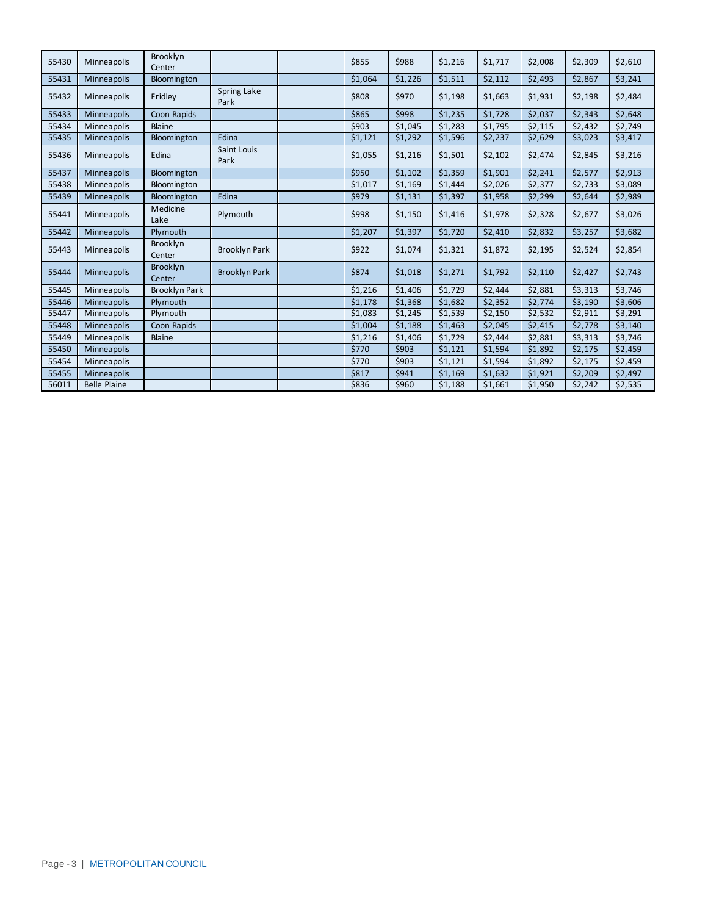| | | | | | | | | | | | |
|---|---|---|---|---|---|---|---|---|---|---|---|
| 55430 | Minneapolis | Brooklyn Center | | | $855 | $988 | $1,216 | $1,717 | $2,008 | $2,309 | $2,610 |
| 55431 | Minneapolis | Bloomington | | | $1,064 | $1,226 | $1,511 | $2,112 | $2,493 | $2,867 | $3,241 |
| 55432 | Minneapolis | Fridley | Spring Lake Park | | $808 | $970 | $1,198 | $1,663 | $1,931 | $2,198 | $2,484 |
| 55433 | Minneapolis | Coon Rapids | | | $865 | $998 | $1,235 | $1,728 | $2,037 | $2,343 | $2,648 |
| 55434 | Minneapolis | Blaine | | | $903 | $1,045 | $1,283 | $1,795 | $2,115 | $2,432 | $2,749 |
| 55435 | Minneapolis | Bloomington | Edina | | $1,121 | $1,292 | $1,596 | $2,237 | $2,629 | $3,023 | $3,417 |
| 55436 | Minneapolis | Edina | Saint Louis Park | | $1,055 | $1,216 | $1,501 | $2,102 | $2,474 | $2,845 | $3,216 |
| 55437 | Minneapolis | Bloomington | | | $950 | $1,102 | $1,359 | $1,901 | $2,241 | $2,577 | $2,913 |
| 55438 | Minneapolis | Bloomington | | | $1,017 | $1,169 | $1,444 | $2,026 | $2,377 | $2,733 | $3,089 |
| 55439 | Minneapolis | Bloomington | Edina | | $979 | $1,131 | $1,397 | $1,958 | $2,299 | $2,644 | $2,989 |
| 55441 | Minneapolis | Medicine Lake | Plymouth | | $998 | $1,150 | $1,416 | $1,978 | $2,328 | $2,677 | $3,026 |
| 55442 | Minneapolis | Plymouth | | | $1,207 | $1,397 | $1,720 | $2,410 | $2,832 | $3,257 | $3,682 |
| 55443 | Minneapolis | Brooklyn Center | Brooklyn Park | | $922 | $1,074 | $1,321 | $1,872 | $2,195 | $2,524 | $2,854 |
| 55444 | Minneapolis | Brooklyn Center | Brooklyn Park | | $874 | $1,018 | $1,271 | $1,792 | $2,110 | $2,427 | $2,743 |
| 55445 | Minneapolis | Brooklyn Park | | | $1,216 | $1,406 | $1,729 | $2,444 | $2,881 | $3,313 | $3,746 |
| 55446 | Minneapolis | Plymouth | | | $1,178 | $1,368 | $1,682 | $2,352 | $2,774 | $3,190 | $3,606 |
| 55447 | Minneapolis | Plymouth | | | $1,083 | $1,245 | $1,539 | $2,150 | $2,532 | $2,911 | $3,291 |
| 55448 | Minneapolis | Coon Rapids | | | $1,004 | $1,188 | $1,463 | $2,045 | $2,415 | $2,778 | $3,140 |
| 55449 | Minneapolis | Blaine | | | $1,216 | $1,406 | $1,729 | $2,444 | $2,881 | $3,313 | $3,746 |
| 55450 | Minneapolis | | | | $770 | $903 | $1,121 | $1,594 | $1,892 | $2,175 | $2,459 |
| 55454 | Minneapolis | | | | $770 | $903 | $1,121 | $1,594 | $1,892 | $2,175 | $2,459 |
| 55455 | Minneapolis | | | | $817 | $941 | $1,169 | $1,632 | $1,921 | $2,209 | $2,497 |
| 56011 | Belle Plaine | | | | $836 | $960 | $1,188 | $1,661 | $1,950 | $2,242 | $2,535 |